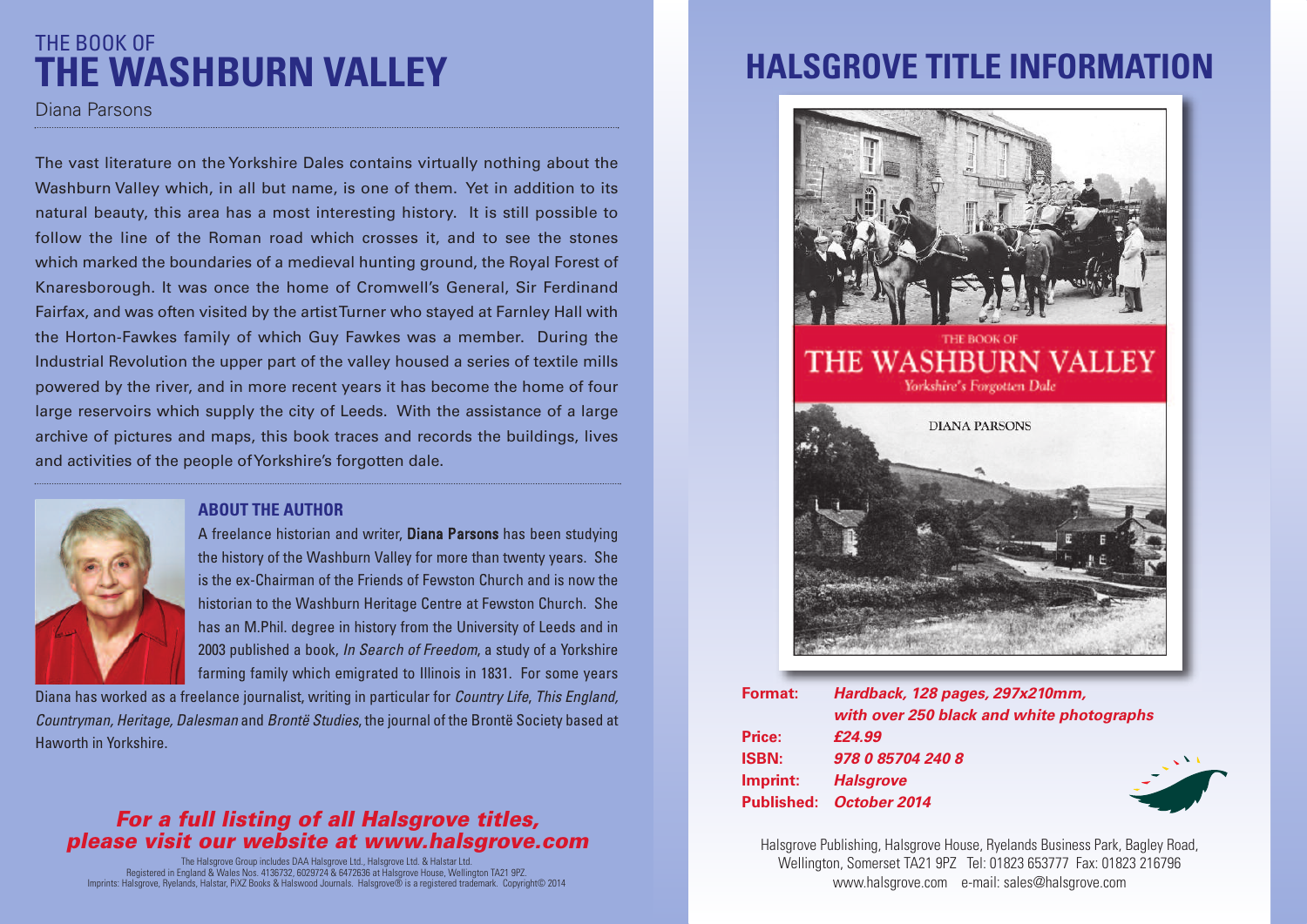# THE BOOK OF THE WASHBURN VALLEY

Diana Parsons

The vast literature on the Yorkshire Dales contains virtually nothing about the Washburn Valley which, in all but name, is one of them. Yet in addition to its natural beauty, this area has a most interesting history. It is still possible to follow the line of the Roman road which crosses it, and to see the stones which marked the boundaries of a medieval hunting ground, the Royal Forest of Knaresborough. It was once the home of Cromwell's General, Sir Ferdinand Fairfax, and was often visited by the artist Turner who stayed at Farnley Hall with the Horton-Fawkes family of which Guy Fawkes was a member. During the Industrial Revolution the upper part of the valley housed a series of textile mills powered by the river, and in more recent years it has become the home of four large reservoirs which supply the city of Leeds. With the assistance of a large archive of pictures and maps, this book traces and records the buildings, lives and activities of the people of Yorkshire's forgotten dale.

## ABOUT THE AUTHOR

A freelance historian and writer, **Diana Parsons** has been studying the history of the Washburn Valley for more than twenty years. She is the ex-Chairman of the Friends of Fewston Church and is now the historian to the Washburn Heritage Centre at Fewston Church. She has an M.Phil. degree in history from the University of Leeds and in 2003 published a book, *In Search of Freedom*, a study of a Yorkshire farming family which emigrated to Illinois in 1831. For some years Diana has worked as a freelance journalist, writing in particular for *Country Life*, *This England, Countryman, Heritage, Dalesman* and *Brontë Studies*, the journal of the Brontë Society based at Haworth in Yorkshire.

***For a full listing of all Halsgrove titles, please visit our website at www.halsgrove.com***

The Halsgrove Group includes DAA Halsgrove Ltd., Halsgrove Ltd. & Halstar Ltd.
Registered in England & Wales Nos. 4136732, 6029724 & 6472636 at Halsgrove House, Wellington TA21 9PZ.
Imprints: Halsgrove, Ryelands, Halstar, PiXZ Books & Halswood Journals. Halsgrove® is a registered trademark. Copyright© 2014

# HALSGROVE TITLE INFORMATION

THE BOOK OF THE WASHBURN VALLEY
*Yorkshire's Forgotten Dale*
DIANA PARSONS

**Format:** ***Hardback, 128 pages, 297x210mm, with over 250 black and white photographs***
**Price:** ***£24.99***
**ISBN:** ***978 0 85704 240 8***
**Imprint:** ***Halsgrove***
**Published:** ***October 2014***

Halsgrove Publishing, Halsgrove House, Ryelands Business Park, Bagley Road, Wellington, Somerset TA21 9PZ Tel: 01823 653777 Fax: 01823 216796
www.halsgrove.com e-mail: sales@halsgrove.com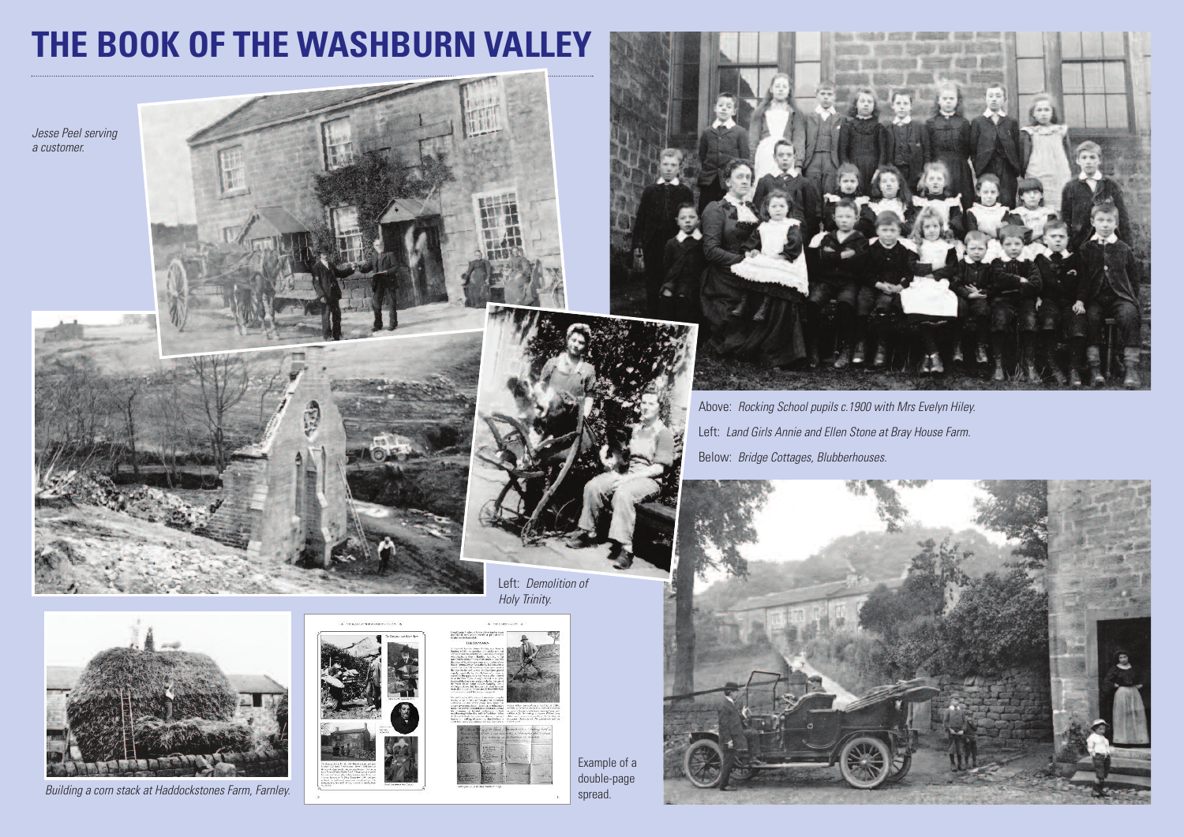# THE BOOK OF THE WASHBURN VALLEY

*Jesse Peel serving a customer.*

Above: *Rocking School pupils c.1900 with Mrs Evelyn Hiley.*

Left: *Land Girls Annie and Ellen Stone at Bray House Farm.*

Below: *Bridge Cottages, Blubberhouses.*

Left: *Demolition of Holy Trinity.*

*Building a corn stack at Haddockstones Farm, Farnley.*

Example of a double-page spread.